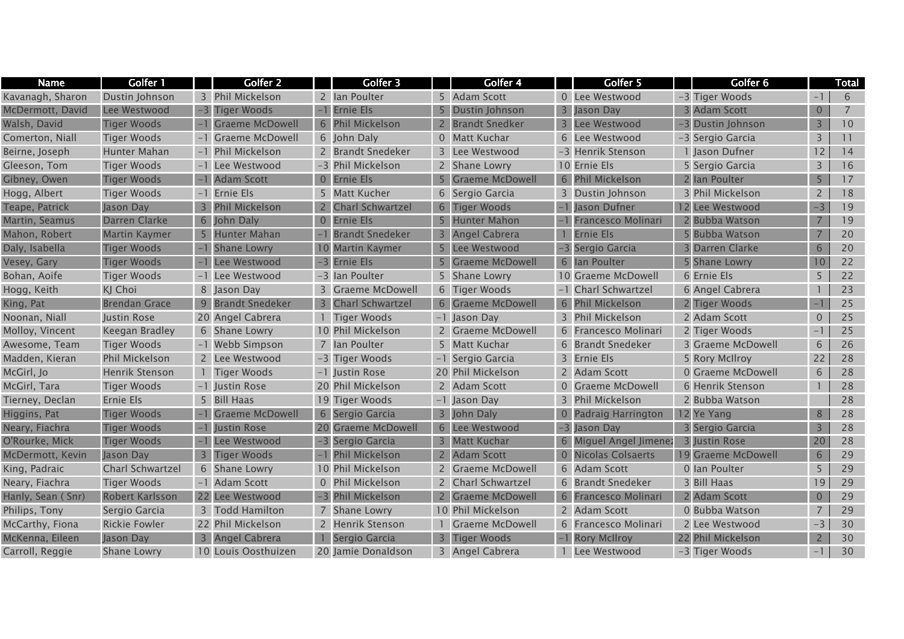| Name | Golfer 1 | | Golfer 2 | | Golfer 3 | | Golfer 4 | | Golfer 5 | | Golfer 6 | | Total |
|---|---|---|---|---|---|---|---|---|---|---|---|---|---|
| Kavanagh, Sharon | Dustin Johnson | 3 | Phil Mickelson | 2 | Ian Poulter | 5 | Adam Scott | 0 | Lee Westwood | -3 | Tiger Woods | -1 | 6 |
| McDermott, David | Lee Westwood | -3 | Tiger Woods | -1 | Ernie Els | 5 | Dustin Johnson | 3 | Jason Day | 3 | Adam Scott | 0 | 7 |
| Walsh, David | Tiger Woods | -1 | Graeme McDowell | 6 | Phil Mickelson | 2 | Brandt Snedker | 3 | Lee Westwood | -3 | Dustin Johnson | 3 | 10 |
| Comerton, Niall | Tiger Woods | -1 | Graeme McDowell | 6 | John Daly | 0 | Matt Kuchar | 6 | Lee Westwood | -3 | Sergio Garcia | 3 | 11 |
| Beirne, Joseph | Hunter Mahan | -1 | Phil Mickelson | 2 | Brandt Snedeker | 3 | Lee Westwood | -3 | Henrik Stenson | 1 | Jason Dufner | 12 | 14 |
| Gleeson, Tom | Tiger Woods | -1 | Lee Westwood | -3 | Phil Mickelson | 2 | Shane Lowry | 10 | Ernie Els | 5 | Sergio Garcia | 3 | 16 |
| Gibney, Owen | Tiger Woods | -1 | Adam Scott | 0 | Ernie Els | 5 | Graeme McDowell | 6 | Phil Mickelson | 2 | Ian Poulter | 5 | 17 |
| Hogg, Albert | Tiger Woods | -1 | Ernie Els | 5 | Matt Kucher | 6 | Sergio Garcia | 3 | Dustin Johnson | 3 | Phil Mickelson | 2 | 18 |
| Teape, Patrick | Jason Day | 3 | Phil Mickelson | 2 | Charl Schwartzel | 6 | Tiger Woods | -1 | Jason Dufner | 12 | Lee Westwood | -3 | 19 |
| Martin, Seamus | Darren Clarke | 6 | John Daly | 0 | Ernie Els | 5 | Hunter Mahon | -1 | Francesco Molinari | 2 | Bubba Watson | 7 | 19 |
| Mahon, Robert | Martin Kaymer | 5 | Hunter Mahan | -1 | Brandt Snedeker | 3 | Angel Cabrera | 1 | Ernie Els | 5 | Bubba Watson | 7 | 20 |
| Daly, Isabella | Tiger Woods | -1 | Shane Lowry | 10 | Martin Kaymer | 5 | Lee Westwood | -3 | Sergio Garcia | 3 | Darren Clarke | 6 | 20 |
| Vesey, Gary | Tiger Woods | -1 | Lee Westwood | -3 | Ernie Els | 5 | Graeme McDowell | 6 | Ian Poulter | 5 | Shane Lowry | 10 | 22 |
| Bohan, Aoife | Tiger Woods | -1 | Lee Westwood | -3 | Ian Poulter | 5 | Shane Lowry | 10 | Graeme McDowell | 6 | Ernie Els | 5 | 22 |
| Hogg, Keith | KJ Choi | 8 | Jason Day | 3 | Graeme McDowell | 6 | Tiger Woods | -1 | Charl Schwartzel | 6 | Angel Cabrera | 1 | 23 |
| King, Pat | Brendan Grace | 9 | Brandt Snedeker | 3 | Charl Schwartzel | 6 | Graeme McDowell | 6 | Phil Mickelson | 2 | Tiger Woods | -1 | 25 |
| Noonan, Niall | Justin Rose | 20 | Angel Cabrera | 1 | Tiger Woods | -1 | Jason Day | 3 | Phil Mickelson | 2 | Adam Scott | 0 | 25 |
| Molloy, Vincent | Keegan Bradley | 6 | Shane Lowry | 10 | Phil Mickelson | 2 | Graeme McDowell | 6 | Francesco Molinari | 2 | Tiger Woods | -1 | 25 |
| Awesome, Team | Tiger Woods | -1 | Webb Simpson | 7 | Ian Poulter | 5 | Matt Kuchar | 6 | Brandt Snedeker | 3 | Graeme McDowell | 6 | 26 |
| Madden, Kieran | Phil Mickelson | 2 | Lee Westwood | -3 | Tiger Woods | -1 | Sergio Garcia | 3 | Ernie Els | 5 | Rory McIlroy | 22 | 28 |
| McGirl, Jo | Henrik Stenson | 1 | Tiger Woods | -1 | Justin Rose | 20 | Phil Mickelson | 2 | Adam Scott | 0 | Graeme McDowell | 6 | 28 |
| McGirl, Tara | Tiger Woods | -1 | Justin Rose | 20 | Phil Mickelson | 2 | Adam Scott | 0 | Graeme McDowell | 6 | Henrik Stenson | 1 | 28 |
| Tierney, Declan | Ernie Els | 5 | Bill Haas | 19 | Tiger Woods | -1 | Jason Day | 3 | Phil Mickelson | 2 | Bubba Watson | | 28 |
| Higgins, Pat | Tiger Woods | -1 | Graeme McDowell | 6 | Sergio Garcia | 3 | John Daly | 0 | Padraig Harrington | 12 | Ye Yang | 8 | 28 |
| Neary, Fiachra | Tiger Woods | -1 | Justin Rose | 20 | Graeme McDowell | 6 | Lee Westwood | -3 | Jason Day | 3 | Sergio Garcia | 3 | 28 |
| O'Rourke, Mick | Tiger Woods | -1 | Lee Westwood | -3 | Sergio Garcia | 3 | Matt Kuchar | 6 | Miguel Angel Jimenez | 3 | Justin Rose | 20 | 28 |
| McDermott, Kevin | Jason Day | 3 | Tiger Woods | -1 | Phil Mickelson | 2 | Adam Scott | 0 | Nicolas Colsaerts | 19 | Graeme McDowell | 6 | 29 |
| King, Padraic | Charl Schwartzel | 6 | Shane Lowry | 10 | Phil Mickelson | 2 | Graeme McDowell | 6 | Adam Scott | 0 | Ian Poulter | 5 | 29 |
| Neary, Fiachra | Tiger Woods | -1 | Adam Scott | 0 | Phil Mickelson | 2 | Charl Schwartzel | 6 | Brandt Snedeker | 3 | Bill Haas | 19 | 29 |
| Hanly, Sean ( Snr) | Robert Karlsson | 22 | Lee Westwood | -3 | Phil Mickelson | 2 | Graeme McDowell | 6 | Francesco Molinari | 2 | Adam Scott | 0 | 29 |
| Philips, Tony | Sergio Garcia | 3 | Todd Hamilton | 7 | Shane Lowry | 10 | Phil Mickelson | 2 | Adam Scott | 0 | Bubba Watson | 7 | 29 |
| McCarthy, Fiona | Rickie Fowler | 22 | Phil Mickelson | 2 | Henrik Stenson | 1 | Graeme McDowell | 6 | Francesco Molinari | 2 | Lee Westwood | -3 | 30 |
| McKenna, Eileen | Jason Day | 3 | Angel Cabrera | 1 | Sergio Garcia | 3 | Tiger Woods | -1 | Rory McIlroy | 22 | Phil Mickelson | 2 | 30 |
| Carroll, Reggie | Shane Lowry | 10 | Louis Oosthuizen | 20 | Jamie Donaldson | 3 | Angel Cabrera | 1 | Lee Westwood | -3 | Tiger Woods | -1 | 30 |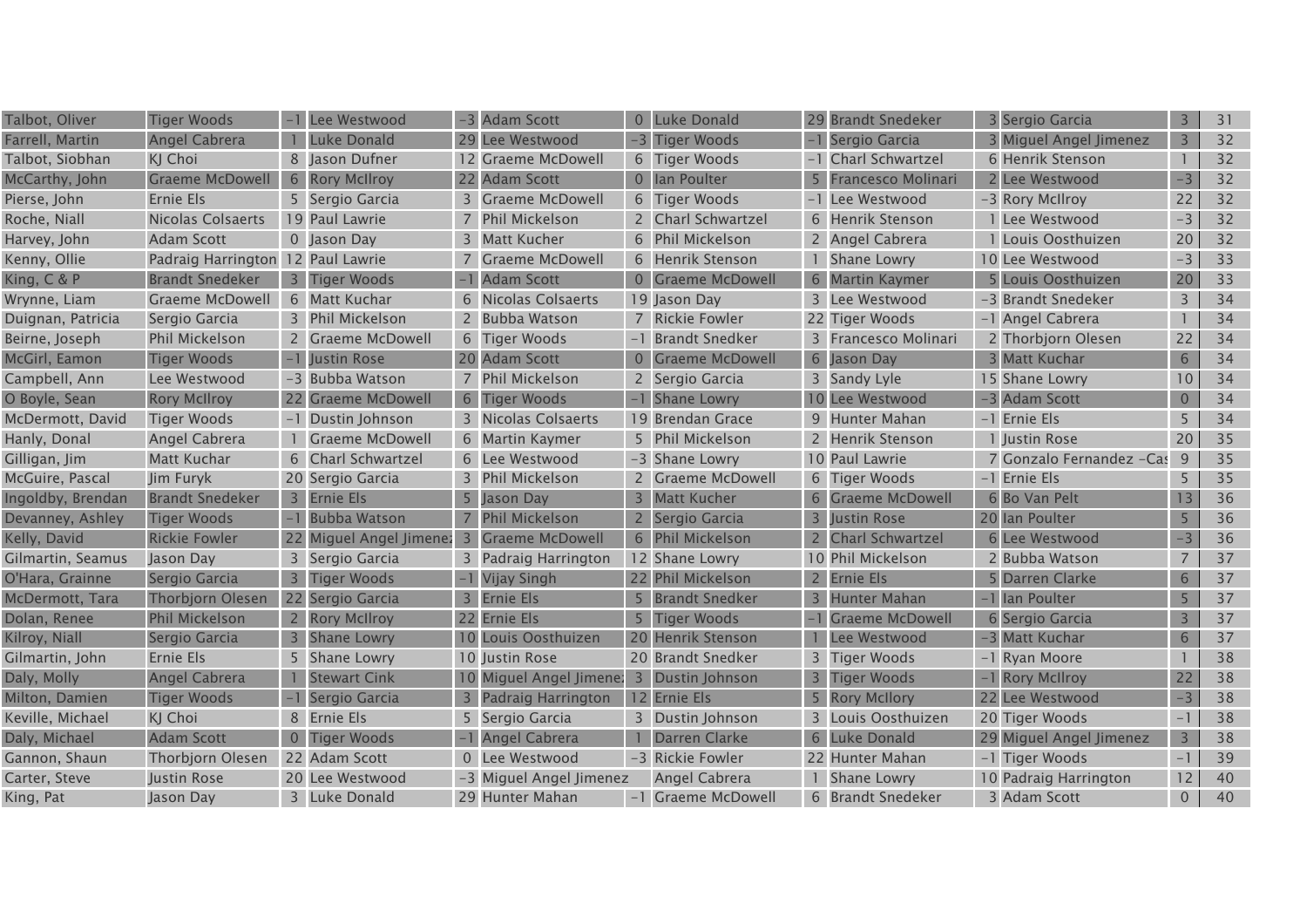| | | | | | | | | | | | | | | |
|---|---|---|---|---|---|---|---|---|---|---|---|---|---|---|
| Talbot, Oliver | Tiger Woods | -1 | Lee Westwood | -3 | Adam Scott | 0 | Luke Donald | 29 | Brandt Snedeker | 3 | Sergio Garcia | 3 | 31 |
| Farrell, Martin | Angel Cabrera | 1 | Luke Donald | 29 | Lee Westwood | -3 | Tiger Woods | -1 | Sergio Garcia | 3 | Miguel Angel Jimenez | 3 | 32 |
| Talbot, Siobhan | KJ Choi | 8 | Jason Dufner | 12 | Graeme McDowell | 6 | Tiger Woods | -1 | Charl Schwartzel | 6 | Henrik Stenson | 1 | 32 |
| McCarthy, John | Graeme McDowell | 6 | Rory McIlroy | 22 | Adam Scott | 0 | Ian Poulter | 5 | Francesco Molinari | 2 | Lee Westwood | -3 | 32 |
| Pierse, John | Ernie Els | 5 | Sergio Garcia | 3 | Graeme McDowell | 6 | Tiger Woods | -1 | Lee Westwood | -3 | Rory McIlroy | 22 | 32 |
| Roche, Niall | Nicolas Colsaerts | 19 | Paul Lawrie | 7 | Phil Mickelson | 2 | Charl Schwartzel | 6 | Henrik Stenson | 1 | Lee Westwood | -3 | 32 |
| Harvey, John | Adam Scott | 0 | Jason Day | 3 | Matt Kucher | 6 | Phil Mickelson | 2 | Angel Cabrera | 1 | Louis Oosthuizen | 20 | 32 |
| Kenny, Ollie | Padraig Harrington | 12 | Paul Lawrie | 7 | Graeme McDowell | 6 | Henrik Stenson | 1 | Shane Lowry | 10 | Lee Westwood | -3 | 33 |
| King, C & P | Brandt Snedeker | 3 | Tiger Woods | -1 | Adam Scott | 0 | Graeme McDowell | 6 | Martin Kaymer | 5 | Louis Oosthuizen | 20 | 33 |
| Wrynne, Liam | Graeme McDowell | 6 | Matt Kuchar | 6 | Nicolas Colsaerts | 19 | Jason Day | 3 | Lee Westwood | -3 | Brandt Snedeker | 3 | 34 |
| Duignan, Patricia | Sergio Garcia | 3 | Phil Mickelson | 2 | Bubba Watson | 7 | Rickie Fowler | 22 | Tiger Woods | -1 | Angel Cabrera | 1 | 34 |
| Beirne, Joseph | Phil Mickelson | 2 | Graeme McDowell | 6 | Tiger Woods | -1 | Brandt Snedker | 3 | Francesco Molinari | 2 | Thorbjorn Olesen | 22 | 34 |
| McGirl, Eamon | Tiger Woods | -1 | Justin Rose | 20 | Adam Scott | 0 | Graeme McDowell | 6 | Jason Day | 3 | Matt Kuchar | 6 | 34 |
| Campbell, Ann | Lee Westwood | -3 | Bubba Watson | 7 | Phil Mickelson | 2 | Sergio Garcia | 3 | Sandy Lyle | 15 | Shane Lowry | 10 | 34 |
| O Boyle, Sean | Rory McIlroy | 22 | Graeme McDowell | 6 | Tiger Woods | -1 | Shane Lowry | 10 | Lee Westwood | -3 | Adam Scott | 0 | 34 |
| McDermott, David | Tiger Woods | -1 | Dustin Johnson | 3 | Nicolas Colsaerts | 19 | Brendan Grace | 9 | Hunter Mahan | -1 | Ernie Els | 5 | 34 |
| Hanly, Donal | Angel Cabrera | 1 | Graeme McDowell | 6 | Martin Kaymer | 5 | Phil Mickelson | 2 | Henrik Stenson | 1 | Justin Rose | 20 | 35 |
| Gilligan, Jim | Matt Kuchar | 6 | Charl Schwartzel | 6 | Lee Westwood | -3 | Shane Lowry | 10 | Paul Lawrie | 7 | Gonzalo Fernandez -Cas | 9 | 35 |
| McGuire, Pascal | Jim Furyk | 20 | Sergio Garcia | 3 | Phil Mickelson | 2 | Graeme McDowell | 6 | Tiger Woods | -1 | Ernie Els | 5 | 35 |
| Ingoldby, Brendan | Brandt Snedeker | 3 | Ernie Els | 5 | Jason Day | 3 | Matt Kucher | 6 | Graeme McDowell | 6 | Bo Van Pelt | 13 | 36 |
| Devanney, Ashley | Tiger Woods | -1 | Bubba Watson | 7 | Phil Mickelson | 2 | Sergio Garcia | 3 | Justin Rose | 20 | Ian Poulter | 5 | 36 |
| Kelly, David | Rickie Fowler | 22 | Miguel Angel Jimene: | 3 | Graeme McDowell | 6 | Phil Mickelson | 2 | Charl Schwartzel | 6 | Lee Westwood | -3 | 36 |
| Gilmartin, Seamus | Jason Day | 3 | Sergio Garcia | 3 | Padraig Harrington | 12 | Shane Lowry | 10 | Phil Mickelson | 2 | Bubba Watson | 7 | 37 |
| O'Hara, Grainne | Sergio Garcia | 3 | Tiger Woods | -1 | Vijay Singh | 22 | Phil Mickelson | 2 | Ernie Els | 5 | Darren Clarke | 6 | 37 |
| McDermott, Tara | Thorbjorn Olesen | 22 | Sergio Garcia | 3 | Ernie Els | 5 | Brandt Snedker | 3 | Hunter Mahan | -1 | Ian Poulter | 5 | 37 |
| Dolan, Renee | Phil Mickelson | 2 | Rory McIlroy | 22 | Ernie Els | 5 | Tiger Woods | -1 | Graeme McDowell | 6 | Sergio Garcia | 3 | 37 |
| Kilroy, Niall | Sergio Garcia | 3 | Shane Lowry | 10 | Louis Oosthuizen | 20 | Henrik Stenson | 1 | Lee Westwood | -3 | Matt Kuchar | 6 | 37 |
| Gilmartin, John | Ernie Els | 5 | Shane Lowry | 10 | Justin Rose | 20 | Brandt Snedker | 3 | Tiger Woods | -1 | Ryan Moore | 1 | 38 |
| Daly, Molly | Angel Cabrera | 1 | Stewart Cink | 10 | Miguel Angel Jimene: | 3 | Dustin Johnson | 3 | Tiger Woods | -1 | Rory McIlroy | 22 | 38 |
| Milton, Damien | Tiger Woods | -1 | Sergio Garcia | 3 | Padraig Harrington | 12 | Ernie Els | 5 | Rory McIlory | 22 | Lee Westwood | -3 | 38 |
| Keville, Michael | KJ Choi | 8 | Ernie Els | 5 | Sergio Garcia | 3 | Dustin Johnson | 3 | Louis Oosthuizen | 20 | Tiger Woods | -1 | 38 |
| Daly, Michael | Adam Scott | 0 | Tiger Woods | -1 | Angel Cabrera | 1 | Darren Clarke | 6 | Luke Donald | 29 | Miguel Angel Jimenez | 3 | 38 |
| Gannon, Shaun | Thorbjorn Olesen | 22 | Adam Scott | 0 | Lee Westwood | -3 | Rickie Fowler | 22 | Hunter Mahan | -1 | Tiger Woods | -1 | 39 |
| Carter, Steve | Justin Rose | 20 | Lee Westwood | -3 | Miguel Angel Jimenez | | Angel Cabrera | 1 | Shane Lowry | 10 | Padraig Harrington | 12 | 40 |
| King, Pat | Jason Day | 3 | Luke Donald | 29 | Hunter Mahan | -1 | Graeme McDowell | 6 | Brandt Snedeker | 3 | Adam Scott | 0 | 40 |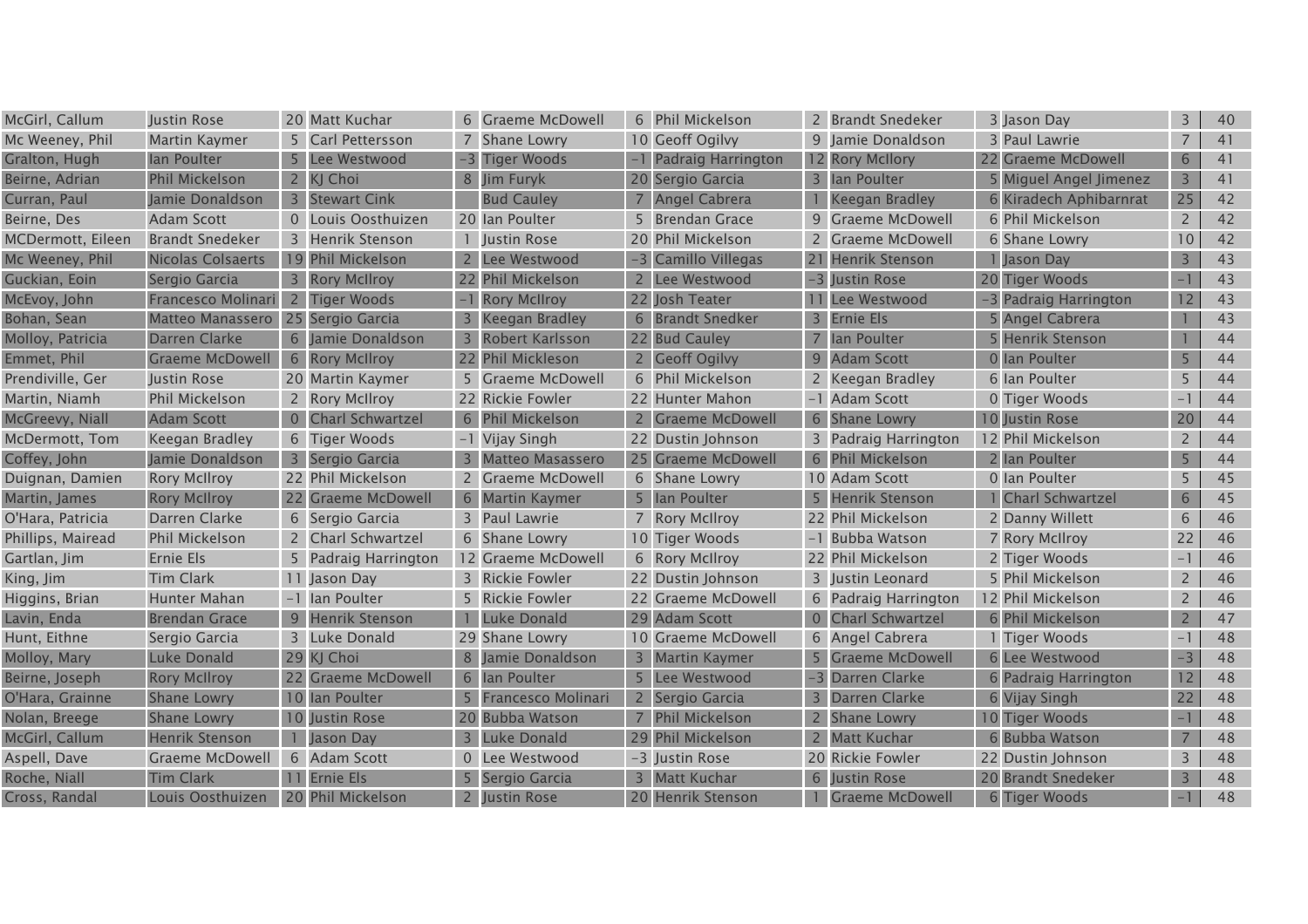| | | | | | | | | | | | | | | |
|---|---|---|---|---|---|---|---|---|---|---|---|---|---|---|
| McGirl, Callum | Justin Rose | 20 | Matt Kuchar | 6 | Graeme McDowell | 6 | Phil Mickelson | 2 | Brandt Snedeker | 3 | Jason Day | 3 | 40 |
| Mc Weeney, Phil | Martin Kaymer | 5 | Carl Pettersson | 7 | Shane Lowry | 10 | Geoff Ogilvy | 9 | Jamie Donaldson | 3 | Paul Lawrie | 7 | 41 |
| Gralton, Hugh | Ian Poulter | 5 | Lee Westwood | -3 | Tiger Woods | -1 | Padraig Harrington | 12 | Rory McIlory | 22 | Graeme McDowell | 6 | 41 |
| Beirne, Adrian | Phil Mickelson | 2 | KJ Choi | 8 | Jim Furyk | 20 | Sergio Garcia | 3 | Ian Poulter | 5 | Miguel Angel Jimenez | 3 | 41 |
| Curran, Paul | Jamie Donaldson | 3 | Stewart Cink | | Bud Cauley | 7 | Angel Cabrera | 1 | Keegan Bradley | 6 | Kiradech Aphibarnrat | 25 | 42 |
| Beirne, Des | Adam Scott | 0 | Louis Oosthuizen | 20 | Ian Poulter | 5 | Brendan Grace | 9 | Graeme McDowell | 6 | Phil Mickelson | 2 | 42 |
| MCDermott, Eileen | Brandt Snedeker | 3 | Henrik Stenson | 1 | Justin Rose | 20 | Phil Mickelson | 2 | Graeme McDowell | 6 | Shane Lowry | 10 | 42 |
| Mc Weeney, Phil | Nicolas Colsaerts | 19 | Phil Mickelson | 2 | Lee Westwood | -3 | Camillo Villegas | 21 | Henrik Stenson | 1 | Jason Day | 3 | 43 |
| Guckian, Eoin | Sergio Garcia | 3 | Rory McIlroy | 22 | Phil Mickelson | 2 | Lee Westwood | -3 | Justin Rose | 20 | Tiger Woods | -1 | 43 |
| McEvoy, John | Francesco Molinari | 2 | Tiger Woods | -1 | Rory McIlroy | 22 | Josh Teater | 11 | Lee Westwood | -3 | Padraig Harrington | 12 | 43 |
| Bohan, Sean | Matteo Manassero | 25 | Sergio Garcia | 3 | Keegan Bradley | 6 | Brandt Snedker | 3 | Ernie Els | 5 | Angel Cabrera | 1 | 43 |
| Molloy, Patricia | Darren Clarke | 6 | Jamie Donaldson | 3 | Robert Karlsson | 22 | Bud Cauley | 7 | Ian Poulter | 5 | Henrik Stenson | 1 | 44 |
| Emmet, Phil | Graeme McDowell | 6 | Rory McIlroy | 22 | Phil Mickleson | 2 | Geoff Ogilvy | 9 | Adam Scott | 0 | Ian Poulter | 5 | 44 |
| Prendiville, Ger | Justin Rose | 20 | Martin Kaymer | 5 | Graeme McDowell | 6 | Phil Mickelson | 2 | Keegan Bradley | 6 | Ian Poulter | 5 | 44 |
| Martin, Niamh | Phil Mickelson | 2 | Rory McIlroy | 22 | Rickie Fowler | 22 | Hunter Mahon | -1 | Adam Scott | 0 | Tiger Woods | -1 | 44 |
| McGreevy, Niall | Adam Scott | 0 | Charl Schwartzel | 6 | Phil Mickelson | 2 | Graeme McDowell | 6 | Shane Lowry | 10 | Justin Rose | 20 | 44 |
| McDermott, Tom | Keegan Bradley | 6 | Tiger Woods | -1 | Vijay Singh | 22 | Dustin Johnson | 3 | Padraig Harrington | 12 | Phil Mickelson | 2 | 44 |
| Coffey, John | Jamie Donaldson | 3 | Sergio Garcia | 3 | Matteo Masassero | 25 | Graeme McDowell | 6 | Phil Mickelson | 2 | Ian Poulter | 5 | 44 |
| Duignan, Damien | Rory McIlroy | 22 | Phil Mickelson | 2 | Graeme McDowell | 6 | Shane Lowry | 10 | Adam Scott | 0 | Ian Poulter | 5 | 45 |
| Martin, James | Rory McIlroy | 22 | Graeme McDowell | 6 | Martin Kaymer | 5 | Ian Poulter | 5 | Henrik Stenson | 1 | Charl Schwartzel | 6 | 45 |
| O'Hara, Patricia | Darren Clarke | 6 | Sergio Garcia | 3 | Paul Lawrie | 7 | Rory McIlroy | 22 | Phil Mickelson | 2 | Danny Willett | 6 | 46 |
| Phillips, Mairead | Phil Mickelson | 2 | Charl Schwartzel | 6 | Shane Lowry | 10 | Tiger Woods | -1 | Bubba Watson | 7 | Rory McIlroy | 22 | 46 |
| Gartlan, Jim | Ernie Els | 5 | Padraig Harrington | 12 | Graeme McDowell | 6 | Rory McIlroy | 22 | Phil Mickelson | 2 | Tiger Woods | -1 | 46 |
| King, Jim | Tim Clark | 11 | Jason Day | 3 | Rickie Fowler | 22 | Dustin Johnson | 3 | Justin Leonard | 5 | Phil Mickelson | 2 | 46 |
| Higgins, Brian | Hunter Mahan | -1 | Ian Poulter | 5 | Rickie Fowler | 22 | Graeme McDowell | 6 | Padraig Harrington | 12 | Phil Mickelson | 2 | 46 |
| Lavin, Enda | Brendan Grace | 9 | Henrik Stenson | 1 | Luke Donald | 29 | Adam Scott | 0 | Charl Schwartzel | 6 | Phil Mickelson | 2 | 47 |
| Hunt, Eithne | Sergio Garcia | 3 | Luke Donald | 29 | Shane Lowry | 10 | Graeme McDowell | 6 | Angel Cabrera | 1 | Tiger Woods | -1 | 48 |
| Molloy, Mary | Luke Donald | 29 | KJ Choi | 8 | Jamie Donaldson | 3 | Martin Kaymer | 5 | Graeme McDowell | 6 | Lee Westwood | -3 | 48 |
| Beirne, Joseph | Rory McIlroy | 22 | Graeme McDowell | 6 | Ian Poulter | 5 | Lee Westwood | -3 | Darren Clarke | 6 | Padraig Harrington | 12 | 48 |
| O'Hara, Grainne | Shane Lowry | 10 | Ian Poulter | 5 | Francesco Molinari | 2 | Sergio Garcia | 3 | Darren Clarke | 6 | Vijay Singh | 22 | 48 |
| Nolan, Breege | Shane Lowry | 10 | Justin Rose | 20 | Bubba Watson | 7 | Phil Mickelson | 2 | Shane Lowry | 10 | Tiger Woods | -1 | 48 |
| McGirl, Callum | Henrik Stenson | 1 | Jason Day | 3 | Luke Donald | 29 | Phil Mickelson | 2 | Matt Kuchar | 6 | Bubba Watson | 7 | 48 |
| Aspell, Dave | Graeme McDowell | 6 | Adam Scott | 0 | Lee Westwood | -3 | Justin Rose | 20 | Rickie Fowler | 22 | Dustin Johnson | 3 | 48 |
| Roche, Niall | Tim Clark | 11 | Ernie Els | 5 | Sergio Garcia | 3 | Matt Kuchar | 6 | Justin Rose | 20 | Brandt Snedeker | 3 | 48 |
| Cross, Randal | Louis Oosthuizen | 20 | Phil Mickelson | 2 | Justin Rose | 20 | Henrik Stenson | 1 | Graeme McDowell | 6 | Tiger Woods | -1 | 48 |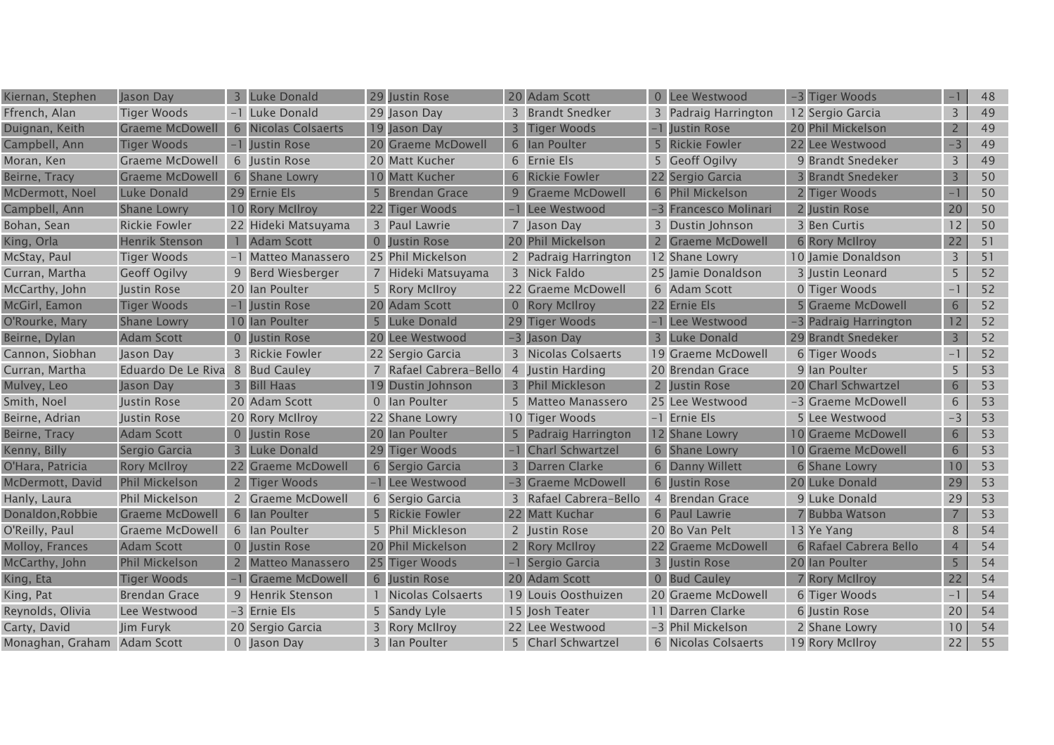| | | | | | | | | | | | | | | |
|---|---|---|---|---|---|---|---|---|---|---|---|---|---|---|
| Kiernan, Stephen | Jason Day | 3 | Luke Donald | 29 | Justin Rose | 20 | Adam Scott | 0 | Lee Westwood | -3 | Tiger Woods | -1 | 48 |
| Ffrench, Alan | Tiger Woods | -1 | Luke Donald | 29 | Jason Day | 3 | Brandt Snedker | 3 | Padraig Harrington | 12 | Sergio Garcia | 3 | 49 |
| Duignan, Keith | Graeme McDowell | 6 | Nicolas Colsaerts | 19 | Jason Day | 3 | Tiger Woods | -1 | Justin Rose | 20 | Phil Mickelson | 2 | 49 |
| Campbell, Ann | Tiger Woods | -1 | Justin Rose | 20 | Graeme McDowell | 6 | Ian Poulter | 5 | Rickie Fowler | 22 | Lee Westwood | -3 | 49 |
| Moran, Ken | Graeme McDowell | 6 | Justin Rose | 20 | Matt Kucher | 6 | Ernie Els | 5 | Geoff Ogilvy | 9 | Brandt Snedeker | 3 | 49 |
| Beirne, Tracy | Graeme McDowell | 6 | Shane Lowry | 10 | Matt Kucher | 6 | Rickie Fowler | 22 | Sergio Garcia | 3 | Brandt Snedeker | 3 | 50 |
| McDermott, Noel | Luke Donald | 29 | Ernie Els | 5 | Brendan Grace | 9 | Graeme McDowell | 6 | Phil Mickelson | 2 | Tiger Woods | -1 | 50 |
| Campbell, Ann | Shane Lowry | 10 | Rory McIlroy | 22 | Tiger Woods | -1 | Lee Westwood | -3 | Francesco Molinari | 2 | Justin Rose | 20 | 50 |
| Bohan, Sean | Rickie Fowler | 22 | Hideki Matsuyama | 3 | Paul Lawrie | 7 | Jason Day | 3 | Dustin Johnson | 3 | Ben Curtis | 12 | 50 |
| King, Orla | Henrik Stenson | 1 | Adam Scott | 0 | Justin Rose | 20 | Phil Mickelson | 2 | Graeme McDowell | 6 | Rory McIlroy | 22 | 51 |
| McStay, Paul | Tiger Woods | -1 | Matteo Manassero | 25 | Phil Mickelson | 2 | Padraig Harrington | 12 | Shane Lowry | 10 | Jamie Donaldson | 3 | 51 |
| Curran, Martha | Geoff Ogilvy | 9 | Berd Wiesberger | 7 | Hideki Matsuyama | 3 | Nick Faldo | 25 | Jamie Donaldson | 3 | Justin Leonard | 5 | 52 |
| McCarthy, John | Justin Rose | 20 | Ian Poulter | 5 | Rory McIlroy | 22 | Graeme McDowell | 6 | Adam Scott | 0 | Tiger Woods | -1 | 52 |
| McGirl, Eamon | Tiger Woods | -1 | Justin Rose | 20 | Adam Scott | 0 | Rory McIlroy | 22 | Ernie Els | 5 | Graeme McDowell | 6 | 52 |
| O'Rourke, Mary | Shane Lowry | 10 | Ian Poulter | 5 | Luke Donald | 29 | Tiger Woods | -1 | Lee Westwood | -3 | Padraig Harrington | 12 | 52 |
| Beirne, Dylan | Adam Scott | 0 | Justin Rose | 20 | Lee Westwood | -3 | Jason Day | 3 | Luke Donald | 29 | Brandt Snedeker | 3 | 52 |
| Cannon, Siobhan | Jason Day | 3 | Rickie Fowler | 22 | Sergio Garcia | 3 | Nicolas Colsaerts | 19 | Graeme McDowell | 6 | Tiger Woods | -1 | 52 |
| Curran, Martha | Eduardo De Le Riva | 8 | Bud Cauley | 7 | Rafael Cabrera-Bello | 4 | Justin Harding | 20 | Brendan Grace | 9 | Ian Poulter | 5 | 53 |
| Mulvey, Leo | Jason Day | 3 | Bill Haas | 19 | Dustin Johnson | 3 | Phil Mickleson | 2 | Justin Rose | 20 | Charl Schwartzel | 6 | 53 |
| Smith, Noel | Justin Rose | 20 | Adam Scott | 0 | Ian Poulter | 5 | Matteo Manassero | 25 | Lee Westwood | -3 | Graeme McDowell | 6 | 53 |
| Beirne, Adrian | Justin Rose | 20 | Rory McIlroy | 22 | Shane Lowry | 10 | Tiger Woods | -1 | Ernie Els | 5 | Lee Westwood | -3 | 53 |
| Beirne, Tracy | Adam Scott | 0 | Justin Rose | 20 | Ian Poulter | 5 | Padraig Harrington | 12 | Shane Lowry | 10 | Graeme McDowell | 6 | 53 |
| Kenny, Billy | Sergio Garcia | 3 | Luke Donald | 29 | Tiger Woods | -1 | Charl Schwartzel | 6 | Shane Lowry | 10 | Graeme McDowell | 6 | 53 |
| O'Hara, Patricia | Rory McIlroy | 22 | Graeme McDowell | 6 | Sergio Garcia | 3 | Darren Clarke | 6 | Danny Willett | 6 | Shane Lowry | 10 | 53 |
| McDermott, David | Phil Mickelson | 2 | Tiger Woods | -1 | Lee Westwood | -3 | Graeme McDowell | 6 | Justin Rose | 20 | Luke Donald | 29 | 53 |
| Hanly, Laura | Phil Mickelson | 2 | Graeme McDowell | 6 | Sergio Garcia | 3 | Rafael Cabrera-Bello | 4 | Brendan Grace | 9 | Luke Donald | 29 | 53 |
| Donaldson,Robbie | Graeme McDowell | 6 | Ian Poulter | 5 | Rickie Fowler | 22 | Matt Kuchar | 6 | Paul Lawrie | 7 | Bubba Watson | 7 | 53 |
| O'Reilly, Paul | Graeme McDowell | 6 | Ian Poulter | 5 | Phil Mickleson | 2 | Justin Rose | 20 | Bo Van Pelt | 13 | Ye Yang | 8 | 54 |
| Molloy, Frances | Adam Scott | 0 | Justin Rose | 20 | Phil Mickelson | 2 | Rory McIlroy | 22 | Graeme McDowell | 6 | Rafael Cabrera Bello | 4 | 54 |
| McCarthy, John | Phil Mickelson | 2 | Matteo Manassero | 25 | Tiger Woods | -1 | Sergio Garcia | 3 | Justin Rose | 20 | Ian Poulter | 5 | 54 |
| King, Eta | Tiger Woods | -1 | Graeme McDowell | 6 | Justin Rose | 20 | Adam Scott | 0 | Bud Cauley | 7 | Rory McIlroy | 22 | 54 |
| King, Pat | Brendan Grace | 9 | Henrik Stenson | 1 | Nicolas Colsaerts | 19 | Louis Oosthuizen | 20 | Graeme McDowell | 6 | Tiger Woods | -1 | 54 |
| Reynolds, Olivia | Lee Westwood | -3 | Ernie Els | 5 | Sandy Lyle | 15 | Josh Teater | 11 | Darren Clarke | 6 | Justin Rose | 20 | 54 |
| Carty, David | Jim Furyk | 20 | Sergio Garcia | 3 | Rory McIlroy | 22 | Lee Westwood | -3 | Phil Mickelson | 2 | Shane Lowry | 10 | 54 |
| Monaghan, Graham | Adam Scott | 0 | Jason Day | 3 | Ian Poulter | 5 | Charl Schwartzel | 6 | Nicolas Colsaerts | 19 | Rory McIlroy | 22 | 55 |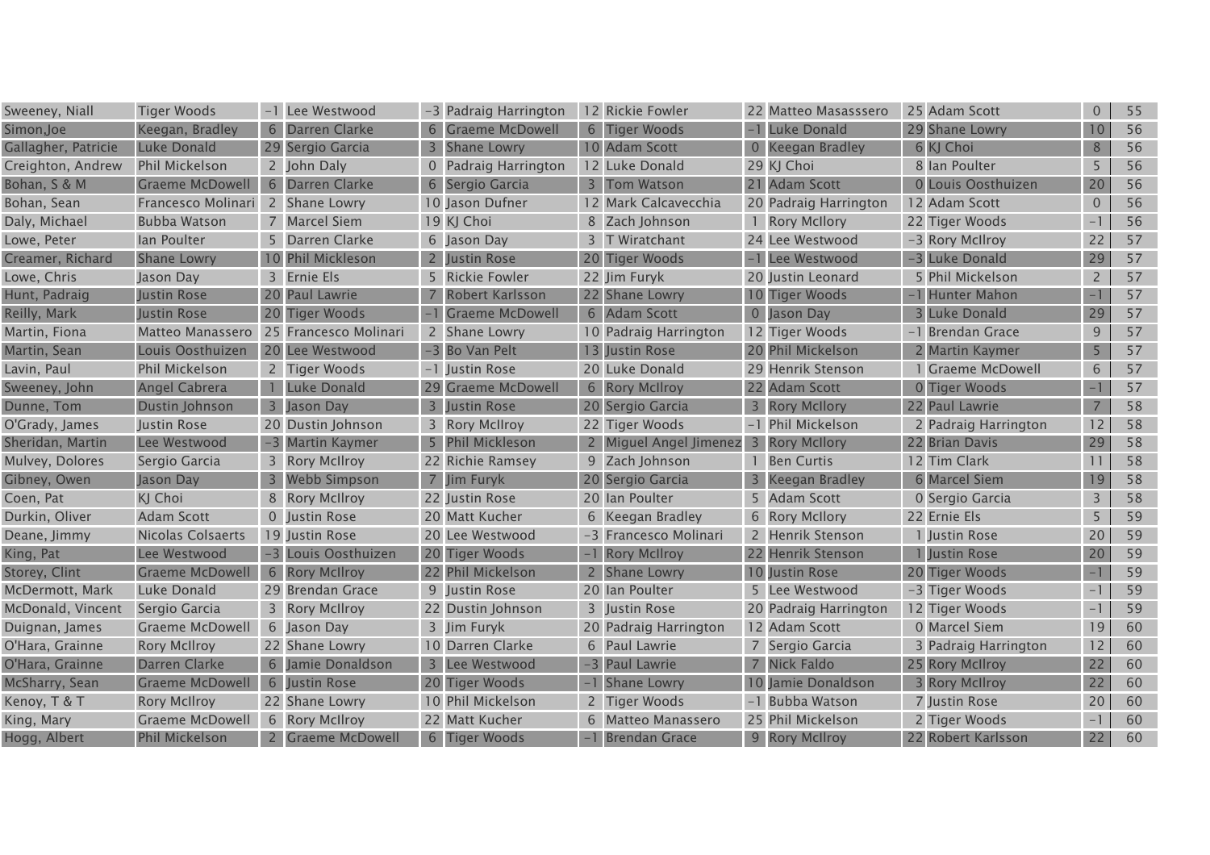| | | | | | | | | | | | | | | |
|---|---|---|---|---|---|---|---|---|---|---|---|---|---|---|
| Sweeney, Niall | Tiger Woods | -1 | Lee Westwood | -3 | Padraig Harrington | 12 | Rickie Fowler | 22 | Matteo Masasssero | 25 | Adam Scott | 0 | 55 |
| Simon,Joe | Keegan, Bradley | 6 | Darren Clarke | 6 | Graeme McDowell | 6 | Tiger Woods | -1 | Luke Donald | 29 | Shane Lowry | 10 | 56 |
| Gallagher, Patricie | Luke Donald | 29 | Sergio Garcia | 3 | Shane Lowry | 10 | Adam Scott | 0 | Keegan Bradley | 6 | KJ Choi | 8 | 56 |
| Creighton, Andrew | Phil Mickelson | 2 | John Daly | 0 | Padraig Harrington | 12 | Luke Donald | 29 | KJ Choi | 8 | Ian Poulter | 5 | 56 |
| Bohan, S & M | Graeme McDowell | 6 | Darren Clarke | 6 | Sergio Garcia | 3 | Tom Watson | 21 | Adam Scott | 0 | Louis Oosthuizen | 20 | 56 |
| Bohan, Sean | Francesco Molinari | 2 | Shane Lowry | 10 | Jason Dufner | 12 | Mark Calcavecchia | 20 | Padraig Harrington | 12 | Adam Scott | 0 | 56 |
| Daly, Michael | Bubba Watson | 7 | Marcel Siem | 19 | KJ Choi | 8 | Zach Johnson | 1 | Rory McIlory | 22 | Tiger Woods | -1 | 56 |
| Lowe, Peter | Ian Poulter | 5 | Darren Clarke | 6 | Jason Day | 3 | T Wiratchant | 24 | Lee Westwood | -3 | Rory McIlroy | 22 | 57 |
| Creamer, Richard | Shane Lowry | 10 | Phil Mickleson | 2 | Justin Rose | 20 | Tiger Woods | -1 | Lee Westwood | -3 | Luke Donald | 29 | 57 |
| Lowe, Chris | Jason Day | 3 | Ernie Els | 5 | Rickie Fowler | 22 | Jim Furyk | 20 | Justin Leonard | 5 | Phil Mickelson | 2 | 57 |
| Hunt, Padraig | Justin Rose | 20 | Paul Lawrie | 7 | Robert Karlsson | 22 | Shane Lowry | 10 | Tiger Woods | -1 | Hunter Mahon | -1 | 57 |
| Reilly, Mark | Justin Rose | 20 | Tiger Woods | -1 | Graeme McDowell | 6 | Adam Scott | 0 | Jason Day | 3 | Luke Donald | 29 | 57 |
| Martin, Fiona | Matteo Manassero | 25 | Francesco Molinari | 2 | Shane Lowry | 10 | Padraig Harrington | 12 | Tiger Woods | -1 | Brendan Grace | 9 | 57 |
| Martin, Sean | Louis Oosthuizen | 20 | Lee Westwood | -3 | Bo Van Pelt | 13 | Justin Rose | 20 | Phil Mickelson | 2 | Martin Kaymer | 5 | 57 |
| Lavin, Paul | Phil Mickelson | 2 | Tiger Woods | -1 | Justin Rose | 20 | Luke Donald | 29 | Henrik Stenson | 1 | Graeme McDowell | 6 | 57 |
| Sweeney, John | Angel Cabrera | 1 | Luke Donald | 29 | Graeme McDowell | 6 | Rory McIlroy | 22 | Adam Scott | 0 | Tiger Woods | -1 | 57 |
| Dunne, Tom | Dustin Johnson | 3 | Jason Day | 3 | Justin Rose | 20 | Sergio Garcia | 3 | Rory McIlory | 22 | Paul Lawrie | 7 | 58 |
| O'Grady, James | Justin Rose | 20 | Dustin Johnson | 3 | Rory McIlroy | 22 | Tiger Woods | -1 | Phil Mickelson | 2 | Padraig Harrington | 12 | 58 |
| Sheridan, Martin | Lee Westwood | -3 | Martin Kaymer | 5 | Phil Mickleson | 2 | Miguel Angel Jimenez | 3 | Rory McIlory | 22 | Brian Davis | 29 | 58 |
| Mulvey, Dolores | Sergio Garcia | 3 | Rory McIlroy | 22 | Richie Ramsey | 9 | Zach Johnson | 1 | Ben Curtis | 12 | Tim Clark | 11 | 58 |
| Gibney, Owen | Jason Day | 3 | Webb Simpson | 7 | Jim Furyk | 20 | Sergio Garcia | 3 | Keegan Bradley | 6 | Marcel Siem | 19 | 58 |
| Coen, Pat | KJ Choi | 8 | Rory McIlroy | 22 | Justin Rose | 20 | Ian Poulter | 5 | Adam Scott | 0 | Sergio Garcia | 3 | 58 |
| Durkin, Oliver | Adam Scott | 0 | Justin Rose | 20 | Matt Kucher | 6 | Keegan Bradley | 6 | Rory McIlroy | 22 | Ernie Els | 5 | 59 |
| Deane, Jimmy | Nicolas Colsaerts | 19 | Justin Rose | 20 | Lee Westwood | -3 | Francesco Molinari | 2 | Henrik Stenson | 1 | Justin Rose | 20 | 59 |
| King, Pat | Lee Westwood | -3 | Louis Oosthuizen | 20 | Tiger Woods | -1 | Rory McIlroy | 22 | Henrik Stenson | 1 | Justin Rose | 20 | 59 |
| Storey, Clint | Graeme McDowell | 6 | Rory McIlroy | 22 | Phil Mickelson | 2 | Shane Lowry | 10 | Justin Rose | 20 | Tiger Woods | -1 | 59 |
| McDermott, Mark | Luke Donald | 29 | Brendan Grace | 9 | Justin Rose | 20 | Ian Poulter | 5 | Lee Westwood | -3 | Tiger Woods | -1 | 59 |
| McDonald, Vincent | Sergio Garcia | 3 | Rory McIlroy | 22 | Dustin Johnson | 3 | Justin Rose | 20 | Padraig Harrington | 12 | Tiger Woods | -1 | 59 |
| Duignan, James | Graeme McDowell | 6 | Jason Day | 3 | Jim Furyk | 20 | Padraig Harrington | 12 | Adam Scott | 0 | Marcel Siem | 19 | 60 |
| O'Hara, Grainne | Rory McIlroy | 22 | Shane Lowry | 10 | Darren Clarke | 6 | Paul Lawrie | 7 | Sergio Garcia | 3 | Padraig Harrington | 12 | 60 |
| O'Hara, Grainne | Darren Clarke | 6 | Jamie Donaldson | 3 | Lee Westwood | -3 | Paul Lawrie | 7 | Nick Faldo | 25 | Rory McIlroy | 22 | 60 |
| McSharry, Sean | Graeme McDowell | 6 | Justin Rose | 20 | Tiger Woods | -1 | Shane Lowry | 10 | Jamie Donaldson | 3 | Rory McIlroy | 22 | 60 |
| Kenoy, T & T | Rory McIlroy | 22 | Shane Lowry | 10 | Phil Mickelson | 2 | Tiger Woods | -1 | Bubba Watson | 7 | Justin Rose | 20 | 60 |
| King, Mary | Graeme McDowell | 6 | Rory McIlroy | 22 | Matt Kucher | 6 | Matteo Manassero | 25 | Phil Mickelson | 2 | Tiger Woods | -1 | 60 |
| Hogg, Albert | Phil Mickelson | 2 | Graeme McDowell | 6 | Tiger Woods | -1 | Brendan Grace | 9 | Rory McIlroy | 22 | Robert Karlsson | 22 | 60 |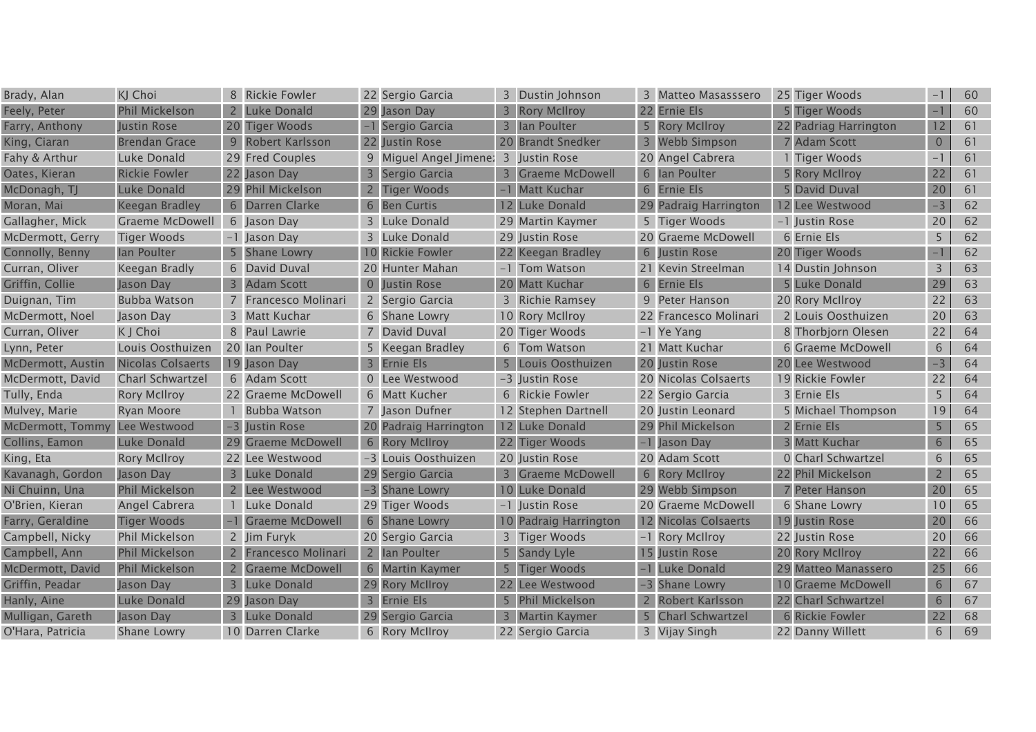| | | | | | | | | | | | | | | |
|---|---|---|---|---|---|---|---|---|---|---|---|---|---|---|
| Brady, Alan | KJ Choi | 8 | Rickie Fowler | 22 | Sergio Garcia | 3 | Dustin Johnson | 3 | Matteo Masasssero | 25 | Tiger Woods | -1 | 60 |
| Feely, Peter | Phil Mickelson | 2 | Luke Donald | 29 | Jason Day | 3 | Rory McIlroy | 22 | Ernie Els | 5 | Tiger Woods | -1 | 60 |
| Farry, Anthony | Justin Rose | 20 | Tiger Woods | -1 | Sergio Garcia | 3 | Ian Poulter | 5 | Rory McIlroy | 22 | Padriag Harrington | 12 | 61 |
| King, Ciaran | Brendan Grace | 9 | Robert Karlsson | 22 | Justin Rose | 20 | Brandt Snedker | 3 | Webb Simpson | 7 | Adam Scott | 0 | 61 |
| Fahy & Arthur | Luke Donald | 29 | Fred Couples | 9 | Miguel Angel Jimene: | 3 | Justin Rose | 20 | Angel Cabrera | 1 | Tiger Woods | -1 | 61 |
| Oates, Kieran | Rickie Fowler | 22 | Jason Day | 3 | Sergio Garcia | 3 | Graeme McDowell | 6 | Ian Poulter | 5 | Rory McIlroy | 22 | 61 |
| McDonagh, TJ | Luke Donald | 29 | Phil Mickelson | 2 | Tiger Woods | -1 | Matt Kuchar | 6 | Ernie Els | 5 | David Duval | 20 | 61 |
| Moran, Mai | Keegan Bradley | 6 | Darren Clarke | 6 | Ben Curtis | 12 | Luke Donald | 29 | Padraig Harrington | 12 | Lee Westwood | -3 | 62 |
| Gallagher, Mick | Graeme McDowell | 6 | Jason Day | 3 | Luke Donald | 29 | Martin Kaymer | 5 | Tiger Woods | -1 | Justin Rose | 20 | 62 |
| McDermott, Gerry | Tiger Woods | -1 | Jason Day | 3 | Luke Donald | 29 | Justin Rose | 20 | Graeme McDowell | 6 | Ernie Els | 5 | 62 |
| Connolly, Benny | Ian Poulter | 5 | Shane Lowry | 10 | Rickie Fowler | 22 | Keegan Bradley | 6 | Justin Rose | 20 | Tiger Woods | -1 | 62 |
| Curran, Oliver | Keegan Bradly | 6 | David Duval | 20 | Hunter Mahan | -1 | Tom Watson | 21 | Kevin Streelman | 14 | Dustin Johnson | 3 | 63 |
| Griffin, Collie | Jason Day | 3 | Adam Scott | 0 | Justin Rose | 20 | Matt Kuchar | 6 | Ernie Els | 5 | Luke Donald | 29 | 63 |
| Duignan, Tim | Bubba Watson | 7 | Francesco Molinari | 2 | Sergio Garcia | 3 | Richie Ramsey | 9 | Peter Hanson | 20 | Rory McIlroy | 22 | 63 |
| McDermott, Noel | Jason Day | 3 | Matt Kuchar | 6 | Shane Lowry | 10 | Rory McIlroy | 22 | Francesco Molinari | 2 | Louis Oosthuizen | 20 | 63 |
| Curran, Oliver | K J Choi | 8 | Paul Lawrie | 7 | David Duval | 20 | Tiger Woods | -1 | Ye Yang | 8 | Thorbjorn Olesen | 22 | 64 |
| Lynn, Peter | Louis Oosthuizen | 20 | Ian Poulter | 5 | Keegan Bradley | 6 | Tom Watson | 21 | Matt Kuchar | 6 | Graeme McDowell | 6 | 64 |
| McDermott, Austin | Nicolas Colsaerts | 19 | Jason Day | 3 | Ernie Els | 5 | Louis Oosthuizen | 20 | Justin Rose | 20 | Lee Westwood | -3 | 64 |
| McDermott, David | Charl Schwartzel | 6 | Adam Scott | 0 | Lee Westwood | -3 | Justin Rose | 20 | Nicolas Colsaerts | 19 | Rickie Fowler | 22 | 64 |
| Tully, Enda | Rory McIlroy | 22 | Graeme McDowell | 6 | Matt Kucher | 6 | Rickie Fowler | 22 | Sergio Garcia | 3 | Ernie Els | 5 | 64 |
| Mulvey, Marie | Ryan Moore | 1 | Bubba Watson | 7 | Jason Dufner | 12 | Stephen Dartnell | 20 | Justin Leonard | 5 | Michael Thompson | 19 | 64 |
| McDermott, Tommy | Lee Westwood | -3 | Justin Rose | 20 | Padraig Harrington | 12 | Luke Donald | 29 | Phil Mickelson | 2 | Ernie Els | 5 | 65 |
| Collins, Eamon | Luke Donald | 29 | Graeme McDowell | 6 | Rory McIlroy | 22 | Tiger Woods | -1 | Jason Day | 3 | Matt Kuchar | 6 | 65 |
| King, Eta | Rory McIlroy | 22 | Lee Westwood | -3 | Louis Oosthuizen | 20 | Justin Rose | 20 | Adam Scott | 0 | Charl Schwartzel | 6 | 65 |
| Kavanagh, Gordon | Jason Day | 3 | Luke Donald | 29 | Sergio Garcia | 3 | Graeme McDowell | 6 | Rory McIlroy | 22 | Phil Mickelson | 2 | 65 |
| Ni Chuinn, Una | Phil Mickelson | 2 | Lee Westwood | -3 | Shane Lowry | 10 | Luke Donald | 29 | Webb Simpson | 7 | Peter Hanson | 20 | 65 |
| O'Brien, Kieran | Angel Cabrera | 1 | Luke Donald | 29 | Tiger Woods | -1 | Justin Rose | 20 | Graeme McDowell | 6 | Shane Lowry | 10 | 65 |
| Farry, Geraldine | Tiger Woods | -1 | Graeme McDowell | 6 | Shane Lowry | 10 | Padraig Harrington | 12 | Nicolas Colsaerts | 19 | Justin Rose | 20 | 66 |
| Campbell, Nicky | Phil Mickelson | 2 | Jim Furyk | 20 | Sergio Garcia | 3 | Tiger Woods | -1 | Rory McIlroy | 22 | Justin Rose | 20 | 66 |
| Campbell, Ann | Phil Mickelson | 2 | Francesco Molinari | 2 | Ian Poulter | 5 | Sandy Lyle | 15 | Justin Rose | 20 | Rory McIlroy | 22 | 66 |
| McDermott, David | Phil Mickelson | 2 | Graeme McDowell | 6 | Martin Kaymer | 5 | Tiger Woods | -1 | Luke Donald | 29 | Matteo Manassero | 25 | 66 |
| Griffin, Peadar | Jason Day | 3 | Luke Donald | 29 | Rory McIlroy | 22 | Lee Westwood | -3 | Shane Lowry | 10 | Graeme McDowell | 6 | 67 |
| Hanly, Aine | Luke Donald | 29 | Jason Day | 3 | Ernie Els | 5 | Phil Mickelson | 2 | Robert Karlsson | 22 | Charl Schwartzel | 6 | 67 |
| Mulligan, Gareth | Jason Day | 3 | Luke Donald | 29 | Sergio Garcia | 3 | Martin Kaymer | 5 | Charl Schwartzel | 6 | Rickie Fowler | 22 | 68 |
| O'Hara, Patricia | Shane Lowry | 10 | Darren Clarke | 6 | Rory McIlroy | 22 | Sergio Garcia | 3 | Vijay Singh | 22 | Danny Willett | 6 | 69 |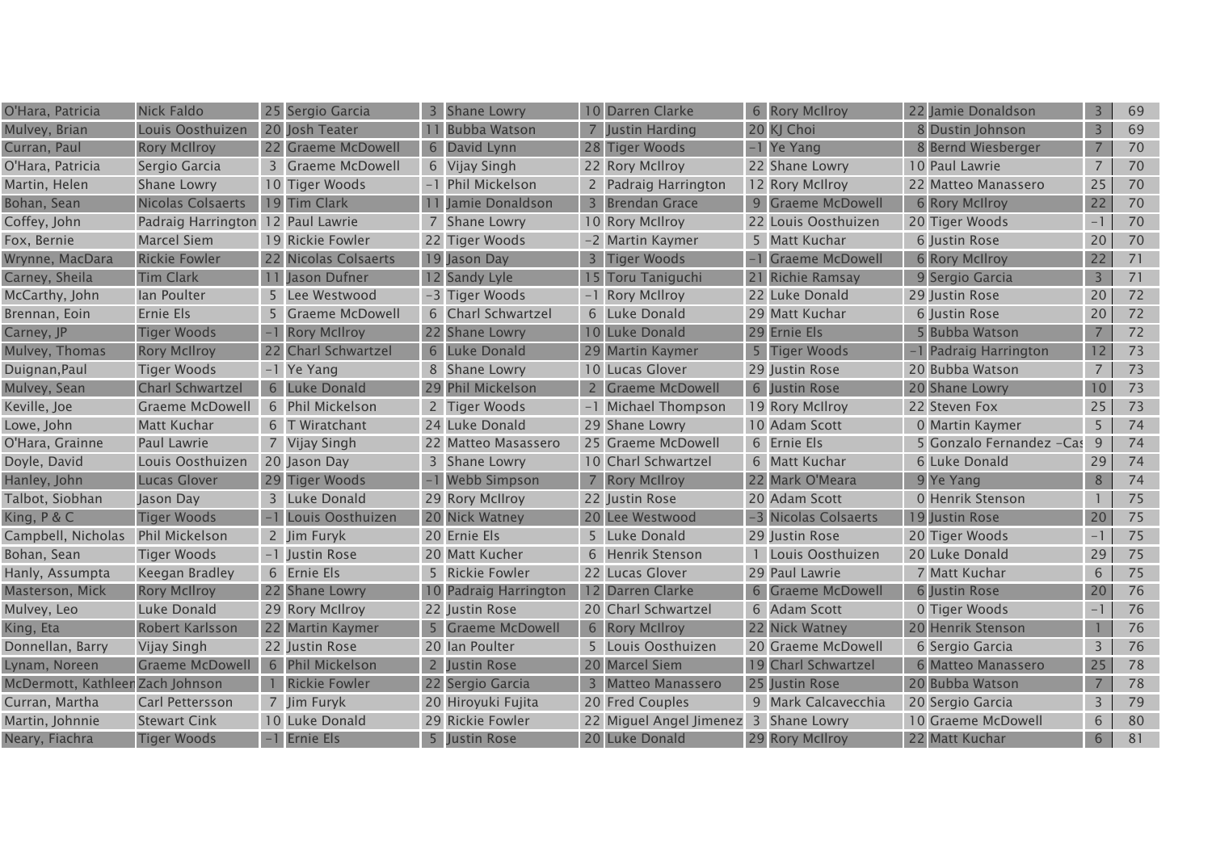| | | | | | | | | | | | | | | |
|---|---|---|---|---|---|---|---|---|---|---|---|---|---|---|
| O'Hara, Patricia | Nick Faldo | 25 | Sergio Garcia | 3 | Shane Lowry | 10 | Darren Clarke | 6 | Rory McIlroy | 22 | Jamie Donaldson | 3 | 69 |
| Mulvey, Brian | Louis Oosthuizen | 20 | Josh Teater | 11 | Bubba Watson | 7 | Justin Harding | 20 | KJ Choi | 8 | Dustin Johnson | 3 | 69 |
| Curran, Paul | Rory McIlroy | 22 | Graeme McDowell | 6 | David Lynn | 28 | Tiger Woods | -1 | Ye Yang | 8 | Bernd Wiesberger | 7 | 70 |
| O'Hara, Patricia | Sergio Garcia | 3 | Graeme McDowell | 6 | Vijay Singh | 22 | Rory McIlroy | 22 | Shane Lowry | 10 | Paul Lawrie | 7 | 70 |
| Martin, Helen | Shane Lowry | 10 | Tiger Woods | -1 | Phil Mickelson | 2 | Padraig Harrington | 12 | Rory McIlroy | 22 | Matteo Manassero | 25 | 70 |
| Bohan, Sean | Nicolas Colsaerts | 19 | Tim Clark | 11 | Jamie Donaldson | 3 | Brendan Grace | 9 | Graeme McDowell | 6 | Rory McIlroy | 22 | 70 |
| Coffey, John | Padraig Harrington | 12 | Paul Lawrie | 7 | Shane Lowry | 10 | Rory McIlroy | 22 | Louis Oosthuizen | 20 | Tiger Woods | -1 | 70 |
| Fox, Bernie | Marcel Siem | 19 | Rickie Fowler | 22 | Tiger Woods | -2 | Martin Kaymer | 5 | Matt Kuchar | 6 | Justin Rose | 20 | 70 |
| Wrynne, MacDara | Rickie Fowler | 22 | Nicolas Colsaerts | 19 | Jason Day | 3 | Tiger Woods | -1 | Graeme McDowell | 6 | Rory McIlroy | 22 | 71 |
| Carney, Sheila | Tim Clark | 11 | Jason Dufner | 12 | Sandy Lyle | 15 | Toru Taniguchi | 21 | Richie Ramsay | 9 | Sergio Garcia | 3 | 71 |
| McCarthy, John | Ian Poulter | 5 | Lee Westwood | -3 | Tiger Woods | -1 | Rory McIlroy | 22 | Luke Donald | 29 | Justin Rose | 20 | 72 |
| Brennan, Eoin | Ernie Els | 5 | Graeme McDowell | 6 | Charl Schwartzel | 6 | Luke Donald | 29 | Matt Kuchar | 6 | Justin Rose | 20 | 72 |
| Carney, JP | Tiger Woods | -1 | Rory McIlroy | 22 | Shane Lowry | 10 | Luke Donald | 29 | Ernie Els | 5 | Bubba Watson | 7 | 72 |
| Mulvey, Thomas | Rory McIlroy | 22 | Charl Schwartzel | 6 | Luke Donald | 29 | Martin Kaymer | 5 | Tiger Woods | -1 | Padraig Harrington | 12 | 73 |
| Duignan,Paul | Tiger Woods | -1 | Ye Yang | 8 | Shane Lowry | 10 | Lucas Glover | 29 | Justin Rose | 20 | Bubba Watson | 7 | 73 |
| Mulvey, Sean | Charl Schwartzel | 6 | Luke Donald | 29 | Phil Mickelson | 2 | Graeme McDowell | 6 | Justin Rose | 20 | Shane Lowry | 10 | 73 |
| Keville, Joe | Graeme McDowell | 6 | Phil Mickelson | 2 | Tiger Woods | -1 | Michael Thompson | 19 | Rory McIlroy | 22 | Steven Fox | 25 | 73 |
| Lowe, John | Matt Kuchar | 6 | T Wiratchant | 24 | Luke Donald | 29 | Shane Lowry | 10 | Adam Scott | 0 | Martin Kaymer | 5 | 74 |
| O'Hara, Grainne | Paul Lawrie | 7 | Vijay Singh | 22 | Matteo Masassero | 25 | Graeme McDowell | 6 | Ernie Els | 5 | Gonzalo Fernandez -Cas | 9 | 74 |
| Doyle, David | Louis Oosthuizen | 20 | Jason Day | 3 | Shane Lowry | 10 | Charl Schwartzel | 6 | Matt Kuchar | 6 | Luke Donald | 29 | 74 |
| Hanley, John | Lucas Glover | 29 | Tiger Woods | -1 | Webb Simpson | 7 | Rory McIlroy | 22 | Mark O'Meara | 9 | Ye Yang | 8 | 74 |
| Talbot, Siobhan | Jason Day | 3 | Luke Donald | 29 | Rory McIlroy | 22 | Justin Rose | 20 | Adam Scott | 0 | Henrik Stenson | 1 | 75 |
| King, P & C | Tiger Woods | -1 | Louis Oosthuizen | 20 | Nick Watney | 20 | Lee Westwood | -3 | Nicolas Colsaerts | 19 | Justin Rose | 20 | 75 |
| Campbell, Nicholas | Phil Mickelson | 2 | Jim Furyk | 20 | Ernie Els | 5 | Luke Donald | 29 | Justin Rose | 20 | Tiger Woods | -1 | 75 |
| Bohan, Sean | Tiger Woods | -1 | Justin Rose | 20 | Matt Kucher | 6 | Henrik Stenson | 1 | Louis Oosthuizen | 20 | Luke Donald | 29 | 75 |
| Hanly, Assumpta | Keegan Bradley | 6 | Ernie Els | 5 | Rickie Fowler | 22 | Lucas Glover | 29 | Paul Lawrie | 7 | Matt Kuchar | 6 | 75 |
| Masterson, Mick | Rory McIlroy | 22 | Shane Lowry | 10 | Padraig Harrington | 12 | Darren Clarke | 6 | Graeme McDowell | 6 | Justin Rose | 20 | 76 |
| Mulvey, Leo | Luke Donald | 29 | Rory McIlroy | 22 | Justin Rose | 20 | Charl Schwartzel | 6 | Adam Scott | 0 | Tiger Woods | -1 | 76 |
| King, Eta | Robert Karlsson | 22 | Martin Kaymer | 5 | Graeme McDowell | 6 | Rory McIlroy | 22 | Nick Watney | 20 | Henrik Stenson | 1 | 76 |
| Donnellan, Barry | Vijay Singh | 22 | Justin Rose | 20 | Ian Poulter | 5 | Louis Oosthuizen | 20 | Graeme McDowell | 6 | Sergio Garcia | 3 | 76 |
| Lynam, Noreen | Graeme McDowell | 6 | Phil Mickelson | 2 | Justin Rose | 20 | Marcel Siem | 19 | Charl Schwartzel | 6 | Matteo Manassero | 25 | 78 |
| McDermott, Kathleen | Zach Johnson | 1 | Rickie Fowler | 22 | Sergio Garcia | 3 | Matteo Manassero | 25 | Justin Rose | 20 | Bubba Watson | 7 | 78 |
| Curran, Martha | Carl Pettersson | 7 | Jim Furyk | 20 | Hiroyuki Fujita | 20 | Fred Couples | 9 | Mark Calcavecchia | 20 | Sergio Garcia | 3 | 79 |
| Martin, Johnnie | Stewart Cink | 10 | Luke Donald | 29 | Rickie Fowler | 22 | Miguel Angel Jimenez | 3 | Shane Lowry | 10 | Graeme McDowell | 6 | 80 |
| Neary, Fiachra | Tiger Woods | -1 | Ernie Els | 5 | Justin Rose | 20 | Luke Donald | 29 | Rory McIlroy | 22 | Matt Kuchar | 6 | 81 |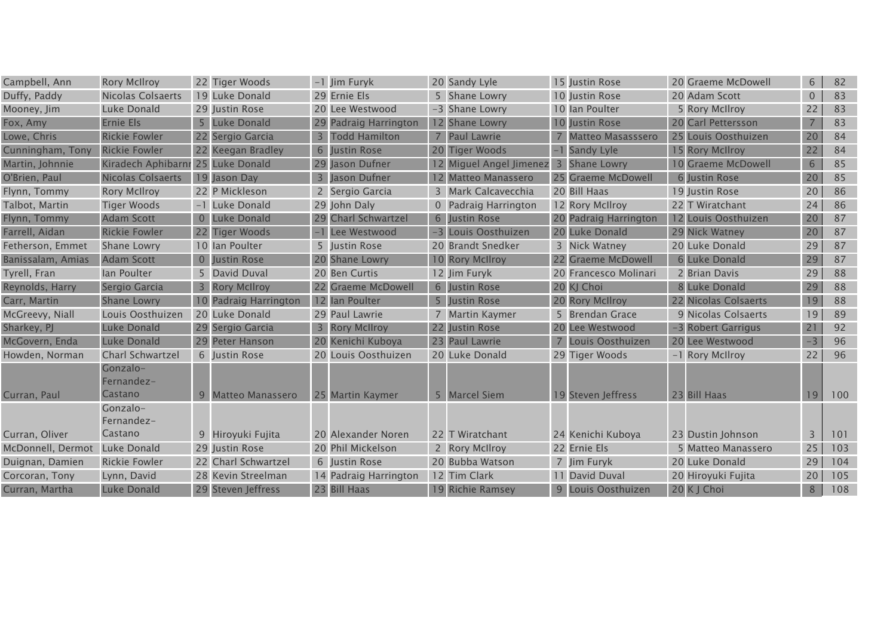| | | | | | | | | | | | | | | |
|---|---|---|---|---|---|---|---|---|---|---|---|---|---|---|
| Campbell, Ann | Rory McIlroy | 22 | Tiger Woods | -1 | Jim Furyk | 20 | Sandy Lyle | 15 | Justin Rose | 20 | Graeme McDowell | 6 | 82 |
| Duffy, Paddy | Nicolas Colsaerts | 19 | Luke Donald | 29 | Ernie Els | 5 | Shane Lowry | 10 | Justin Rose | 20 | Adam Scott | 0 | 83 |
| Mooney, Jim | Luke Donald | 29 | Justin Rose | 20 | Lee Westwood | -3 | Shane Lowry | 10 | Ian Poulter | 5 | Rory McIlroy | 22 | 83 |
| Fox, Amy | Ernie Els | 5 | Luke Donald | 29 | Padraig Harrington | 12 | Shane Lowry | 10 | Justin Rose | 20 | Carl Pettersson | 7 | 83 |
| Lowe, Chris | Rickie Fowler | 22 | Sergio Garcia | 3 | Todd Hamilton | 7 | Paul Lawrie | 7 | Matteo Masasssero | 25 | Louis Oosthuizen | 20 | 84 |
| Cunningham, Tony | Rickie Fowler | 22 | Keegan Bradley | 6 | Justin Rose | 20 | Tiger Woods | -1 | Sandy Lyle | 15 | Rory McIlroy | 22 | 84 |
| Martin, Johnnie | Kiradech Aphibarnr | 25 | Luke Donald | 29 | Jason Dufner | 12 | Miguel Angel Jimenez | 3 | Shane Lowry | 10 | Graeme McDowell | 6 | 85 |
| O'Brien, Paul | Nicolas Colsaerts | 19 | Jason Day | 3 | Jason Dufner | 12 | Matteo Manassero | 25 | Graeme McDowell | 6 | Justin Rose | 20 | 85 |
| Flynn, Tommy | Rory McIlroy | 22 | P Mickleson | 2 | Sergio Garcia | 3 | Mark Calcavecchia | 20 | Bill Haas | 19 | Justin Rose | 20 | 86 |
| Talbot, Martin | Tiger Woods | -1 | Luke Donald | 29 | John Daly | 0 | Padraig Harrington | 12 | Rory McIlroy | 22 | T Wiratchant | 24 | 86 |
| Flynn, Tommy | Adam Scott | 0 | Luke Donald | 29 | Charl Schwartzel | 6 | Justin Rose | 20 | Padraig Harrington | 12 | Louis Oosthuizen | 20 | 87 |
| Farrell, Aidan | Rickie Fowler | 22 | Tiger Woods | -1 | Lee Westwood | -3 | Louis Oosthuizen | 20 | Luke Donald | 29 | Nick Watney | 20 | 87 |
| Fetherson, Emmet | Shane Lowry | 10 | Ian Poulter | 5 | Justin Rose | 20 | Brandt Snedker | 3 | Nick Watney | 20 | Luke Donald | 29 | 87 |
| Banissalam, Amias | Adam Scott | 0 | Justin Rose | 20 | Shane Lowry | 10 | Rory McIlroy | 22 | Graeme McDowell | 6 | Luke Donald | 29 | 87 |
| Tyrell, Fran | Ian Poulter | 5 | David Duval | 20 | Ben Curtis | 12 | Jim Furyk | 20 | Francesco Molinari | 2 | Brian Davis | 29 | 88 |
| Reynolds, Harry | Sergio Garcia | 3 | Rory McIlroy | 22 | Graeme McDowell | 6 | Justin Rose | 20 | KJ Choi | 8 | Luke Donald | 29 | 88 |
| Carr, Martin | Shane Lowry | 10 | Padraig Harrington | 12 | Ian Poulter | 5 | Justin Rose | 20 | Rory McIlroy | 22 | Nicolas Colsaerts | 19 | 88 |
| McGreevy, Niall | Louis Oosthuizen | 20 | Luke Donald | 29 | Paul Lawrie | 7 | Martin Kaymer | 5 | Brendan Grace | 9 | Nicolas Colsaerts | 19 | 89 |
| Sharkey, PJ | Luke Donald | 29 | Sergio Garcia | 3 | Rory McIlroy | 22 | Justin Rose | 20 | Lee Westwood | -3 | Robert Garrigus | 21 | 92 |
| McGovern, Enda | Luke Donald | 29 | Peter Hanson | 20 | Kenichi Kuboya | 23 | Paul Lawrie | 7 | Louis Oosthuizen | 20 | Lee Westwood | -3 | 96 |
| Howden, Norman | Charl Schwartzel | 6 | Justin Rose | 20 | Louis Oosthuizen | 20 | Luke Donald | 29 | Tiger Woods | -1 | Rory McIlroy | 22 | 96 |
| Curran, Paul | Gonzalo-Fernandez-Castano | 9 | Matteo Manassero | 25 | Martin Kaymer | 5 | Marcel Siem | 19 | Steven Jeffress | 23 | Bill Haas | 19 | 100 |
| Curran, Oliver | Gonzalo-Fernandez-Castano | 9 | Hiroyuki Fujita | 20 | Alexander Noren | 22 | T Wiratchant | 24 | Kenichi Kuboya | 23 | Dustin Johnson | 3 | 101 |
| McDonnell, Dermot | Luke Donald | 29 | Justin Rose | 20 | Phil Mickelson | 2 | Rory McIlroy | 22 | Ernie Els | 5 | Matteo Manassero | 25 | 103 |
| Duignan, Damien | Rickie Fowler | 22 | Charl Schwartzel | 6 | Justin Rose | 20 | Bubba Watson | 7 | Jim Furyk | 20 | Luke Donald | 29 | 104 |
| Corcoran, Tony | Lynn, David | 28 | Kevin Streelman | 14 | Padraig Harrington | 12 | Tim Clark | 11 | David Duval | 20 | Hiroyuki Fujita | 20 | 105 |
| Curran, Martha | Luke Donald | 29 | Steven Jeffress | 23 | Bill Haas | 19 | Richie Ramsey | 9 | Louis Oosthuizen | 20 | K J Choi | 8 | 108 |